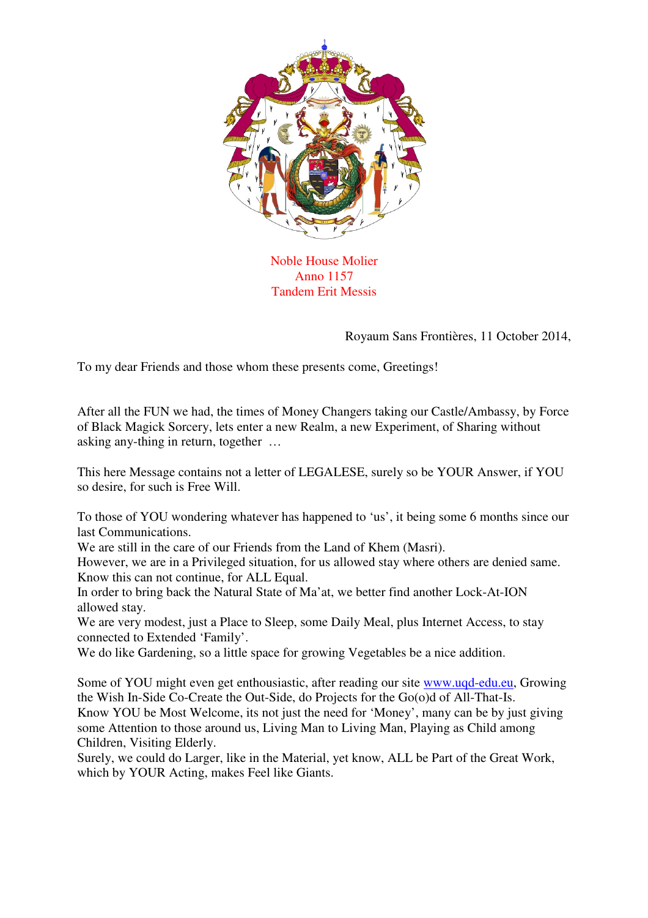Noble House Molier  
Anno 1157  
Tandem Erit Messis

Royaum Sans Frontières, 11 October 2014,

To my dear Friends and those whom these presents come, Greetings!

After all the FUN we had, the times of Money Changers taking our Castle/Ambassy, by Force of Black Magick Sorcery, lets enter a new Realm, a new Experiment, of Sharing without asking any-thing in return, together …

This here Message contains not a letter of LEGALESE, surely so be YOUR Answer, if YOU so desire, for such is Free Will.

To those of YOU wondering whatever has happened to 'us', it being some 6 months since our last Communications.  
We are still in the care of our Friends from the Land of Khem (Masri).  
However, we are in a Privileged situation, for us allowed stay where others are denied same. Know this can not continue, for ALL Equal.  
In order to bring back the Natural State of Ma'at, we better find another Lock-At-ION allowed stay.  
We are very modest, just a Place to Sleep, some Daily Meal, plus Internet Access, to stay connected to Extended 'Family'.  
We do like Gardening, so a little space for growing Vegetables be a nice addition.

Some of YOU might even get enthousiastic, after reading our site www.uqd-edu.eu, Growing the Wish In-Side Co-Create the Out-Side, do Projects for the Go(o)d of All-That-Is.  
Know YOU be Most Welcome, its not just the need for 'Money', many can be by just giving some Attention to those around us, Living Man to Living Man, Playing as Child among Children, Visiting Elderly.  
Surely, we could do Larger, like in the Material, yet know, ALL be Part of the Great Work, which by YOUR Acting, makes Feel like Giants.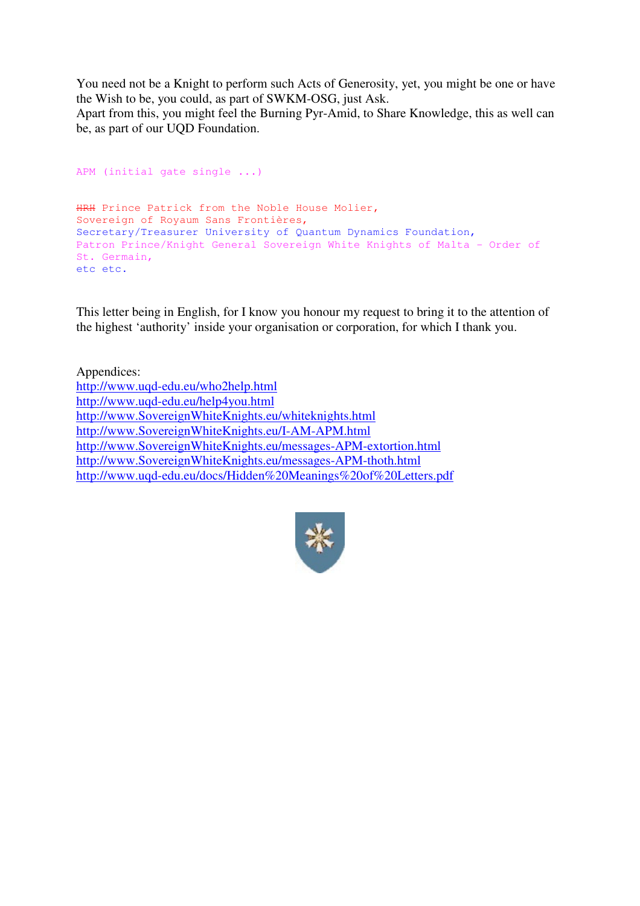You need not be a Knight to perform such Acts of Generosity, yet, you might be one or have the Wish to be, you could, as part of SWKM-OSG, just Ask.
Apart from this, you might feel the Burning Pyr-Amid, to Share Knowledge, this as well can be, as part of our UQD Foundation.

```
APM (initial gate single ...)
```

```
~~HRH~~ Prince Patrick from the Noble House Molier,
Sovereign of Royaum Sans Frontières,
Secretary/Treasurer University of Quantum Dynamics Foundation,
Patron Prince/Knight General Sovereign White Knights of Malta - Order of
St. Germain,
etc etc.
```

This letter being in English, for I know you honour my request to bring it to the attention of the highest 'authority' inside your organisation or corporation, for which I thank you.

Appendices:
http://www.uqd-edu.eu/who2help.html
http://www.uqd-edu.eu/help4you.html
http://www.SovereignWhiteKnights.eu/whiteknights.html
http://www.SovereignWhiteKnights.eu/I-AM-APM.html
http://www.SovereignWhiteKnights.eu/messages-APM-extortion.html
http://www.SovereignWhiteKnights.eu/messages-APM-thoth.html
http://www.uqd-edu.eu/docs/Hidden%20Meanings%20of%20Letters.pdf